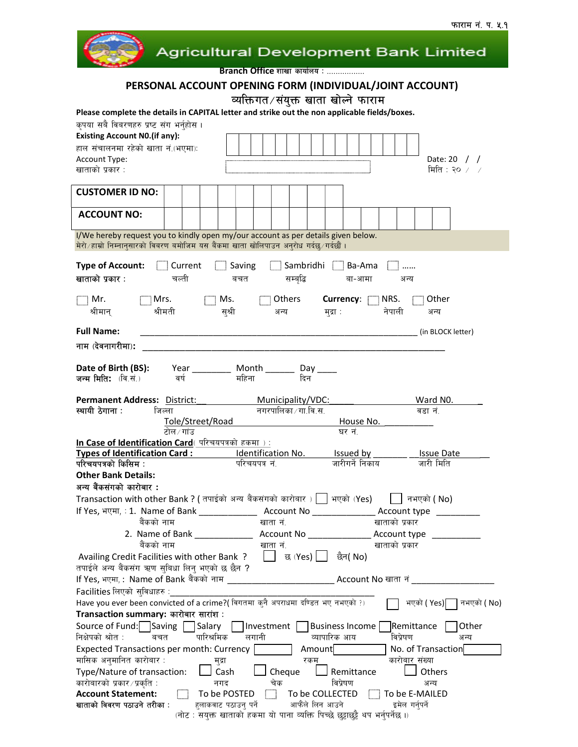फाराम नं. प. ५.१

# Agricultural Development Bank Limited

**Branch Office** शाखा कार्यालय : ................

## PERSONAL ACCOUNT OPENING FORM (INDIVIDUAL/JOINT ACCOUNT)

## व्यक्तिगत/संयुक्त खाता खोल्ने फाराम

**Please complete the details in CAPITAL letter and strike out the non applicable fields/boxes.**

कृपया सबै विवरणहरु प्रष्ट संग भर्नुहोस ।

**Existing Account N0.(if any):**
हाल संचालनमा रहेको खाता नं.(भएमा):

Account Type:
खाताको प्रकार :

Date: 20 / /
मिति : २० / /

| CUSTOMER ID NO: | | | | | | | | | | | | | | | |
|---|---|---|---|---|---|---|---|---|---|---|---|---|---|---|---|
| **ACCOUNT NO:** | | | | | | | | | | | | | | | |

I/We hereby request you to kindly open my/our account as per details given below.
मेरो/हाम्रो निम्नानुसारको विवरण बमोजिम यस बैकमा खाता खोलिपाउन अनुरोध गर्दछु/गर्दछौं ।

**Type of Account:** ☐ Current ☐ Saving ☐ Sambridhi ☐ Ba-Ama ☐ ......
**खाताको प्रकार :** चल्ती बचत सम्वृद्धि बा-आमा अन्य

☐ Mr. ☐ Mrs. ☐ Ms. ☐ Others **Currency:** ☐ NRS. ☐ Other
श्रीमान् श्रीमती सुश्री अन्य मुद्रा : नेपाली अन्य

**Full Name:** ______________________________________________ (in BLOCK letter)

**नाम (देवनागरीमा):** ______________________________________________

**Date of Birth (BS):** Year ________ Month ______ Day ____
**जन्म मिति:** (वि.सं.) वर्ष महिना दिन

**Permanent Address:** District:______ Municipality/VDC:______ Ward N0.______
**स्थायी ठेगाना :** जिल्ला नगरपालिका/गा.वि.स. वडा नं.

Tole/Street/Road ______________ House No. __________
टोल/गाउ घर नं.

**In Case of Identification Card**( परिचयपत्रको हकमा ) :

**Types of Identification Card :** ________ Identification No. ________ Issued by ________ Issue Date ________
**परिचयपत्रको किसिम :** परिचयपत्र नं. जारीगर्ने निकाय जारी मिति

**Other Bank Details:**
**अन्य बैंकसंगको कारोबार :**

Transaction with other Bank ? ( तपाईको अन्य बैंकसंगको कारोबार ) ☐ भएको (Yes) ☐ नभएको ( No)

If Yes, भएमा, : 1. Name of Bank ____________ Account No ____________ Account type __________
बैंकको नाम खाता नं. खाताको प्रकार

2. Name of Bank ____________ Account No ____________ Account type __________
बैंकको नाम खाता नं. खाताको प्रकार

Availing Credit Facilities with other Bank ? ☐ छ (Yes) ☐ छैन( No)
तपाईले अन्य बैंकसंग ऋण सुविधा लिनु भएको छ छैन ?

If Yes, भएमा, : Name of Bank बैंकको नाम ______________________ Account No खाता नं ________________

Facilities लिएको सुविधाहरु :_______________________________________________

Have you ever been convicted of a crime?( विगतमा कुनै अपराधमा दण्डित भए नभएको ?) ☐ भएको ( Yes) ☐ नभएको ( No)

**Transaction summary: कारोबार सारांश :**

Source of Fund: ☐ Saving ☐ Salary ☐ Investment ☐ Business Income ☐ Remittance ☐ Other
निक्षेपको श्रोत : बचत पारिश्रमिक लगानी व्यापारिक आय विप्रेषण अन्य

Expected Transactions per month: Currency [ ] Amount [ ] No. of Transaction [ ]
मासिक अनुमानित कारोबार : मुद्रा रकम कारोबार संख्या

Type/Nature of transaction: ☐ Cash ☐ Cheque ☐ Remittance ☐ Others
कारोबारको प्रकार/प्रकृति : नगद चेक विप्रेषण अन्य

**Account Statement:** ☐ To be POSTED ☐ To be COLLECTED ☐ To be E-MAILED
**खाताको विवरण पठाउने तरीका :** हुलाकबाट पठाउनु पर्ने आफैंले लिन आउने इमेल गर्नुपर्ने

(नोट : सयुक्त खाताको हकमा यो पाना व्यक्ति पिच्छे छुट्टाछुट्टै थप भर्नुपर्नेछ ।)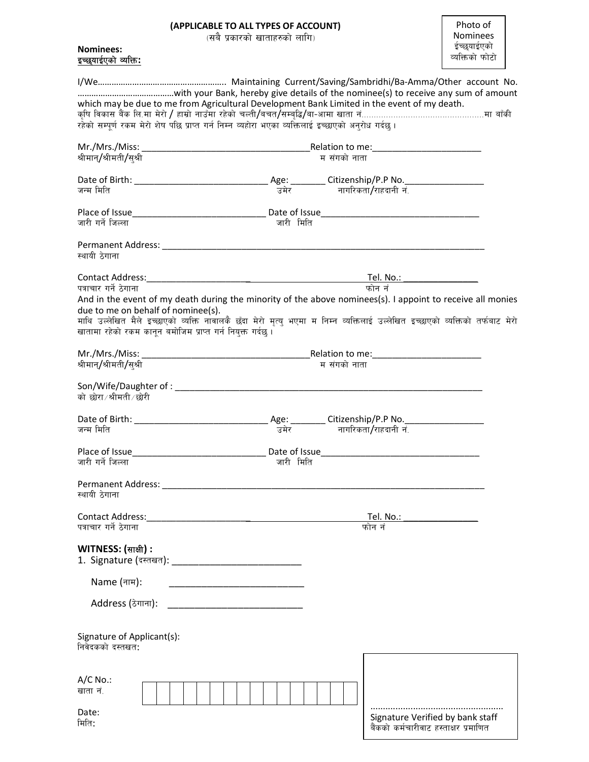**(APPLICABLE TO ALL TYPES OF ACCOUNT)**
(सबै प्रकारको खाताहरुको लागि)

Photo of Nominees
ईच्छ्याईएको व्यक्तिको फोटो

**Nominees:**
**इच्छ्याईएको व्यक्ति:**

I/We……………………………………………….. Maintaining Current/Saving/Sambridhi/Ba-Amma/Other account No. ……………………………………with your Bank, hereby give details of the nominee(s) to receive any sum of amount which may be due to me from Agricultural Development Bank Limited in the event of my death.
कृषि विकास बैंक लि.मा मेरो / हाम्रो नाउँमा रहेको चल्ती/बचत/सम्बृद्धि/बा-आमा खाता नं…………………………………………मा बाँकी रहेको सम्पूर्ण रकम मेरो शेष पछि प्राप्त गर्न निम्न व्यहोरा भएका व्यक्तिलाई इच्छाएको अनुरोध गर्दछु ।

Mr./Mrs./Miss: ___________________________________Relation to me:______________________
श्रीमान्/श्रीमती/सुश्री म संगको नाता

Date of Birth: ___________________________ Age: _______ Citizenship/P.P No.________________
जन्म मिति उमेर नागरिकता/राहदानी नं.

Place of Issue___________________________ Date of Issue_________________________________
जारी गर्ने जिल्ला जारी मिति

Permanent Address: ______________________________________________________________________
स्थायी ठेगाना

Contact Address:_____________________ _______________________ Tel. No.: _______________
पत्राचार गर्ने ठेगाना फोन नं

And in the event of my death during the minority of the above nominees(s). I appoint to receive all monies due to me on behalf of nominee(s).
माथि उल्लेखित मैले इच्छाएको व्यक्ति नाबालकै छँदा मेरो मृत्यु भएमा म निम्न व्यक्तिलाई उल्लेखित इच्छाएको व्यक्तिको तर्फबाट मेरो खातामा रहेको रकम कानून बमोजिम प्राप्त गर्न नियुक्त गर्दछु ।

Mr./Mrs./Miss: ___________________________________Relation to me:______________________
श्रीमान्/श्रीमती/सुश्री म संगको नाता

Son/Wife/Daughter of : _________________________________________________________________
को छोरा/श्रीमती/छोरी

Date of Birth: ___________________________ Age: _______ Citizenship/P.P No.________________
जन्म मिति उमेर नागरिकता/राहदानी नं.

Place of Issue___________________________ Date of Issue_________________________________
जारी गर्ने जिल्ला जारी मिति

Permanent Address: ______________________________________________________________________
स्थायी ठेगाना

Contact Address:_____________________ _______________________ Tel. No.: _______________
पत्राचार गर्ने ठेगाना फोन नं

**WITNESS: (साक्षी) :**

1. Signature (दस्तखत): _________________________

   Name (नाम): _________________________

   Address (ठेगाना): _________________________

Signature of Applicant(s):
निवेदकको दस्तखत:

A/C No.:
खाता नं.

| | | | | | | | | | | | | | | | |
|---|---|---|---|---|---|---|---|---|---|---|---|---|---|---|---|
| | | | | | | | | | | | | | | | |

Date:
मिति:

………………………………………………
Signature Verified by bank staff
बैंकको कर्मचारीबाट हस्ताक्षर प्रमाणित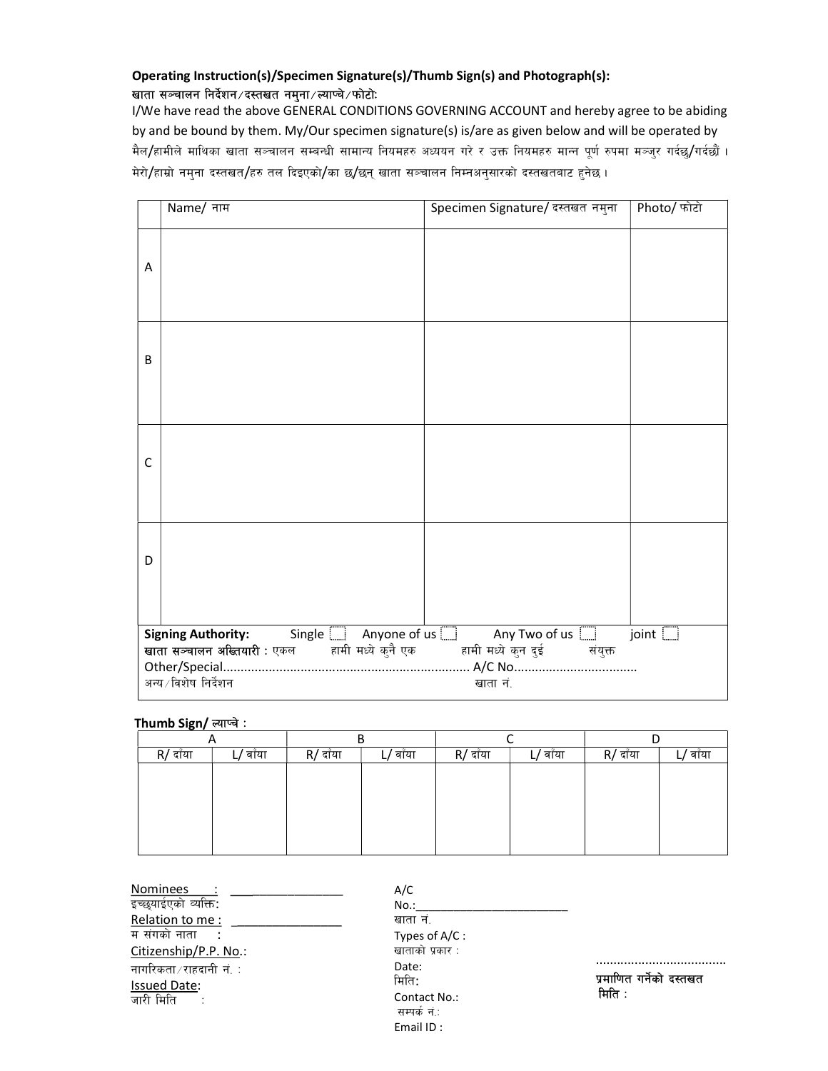**Operating Instruction(s)/Specimen Signature(s)/Thumb Sign(s) and Photograph(s):**

**खाता सञ्चालन निर्देशन/दस्तखत नमुना/ल्याप्चे/फोटोः**

I/We have read the above GENERAL CONDITIONS GOVERNING ACCOUNT and hereby agree to be abiding by and be bound by them. My/Our specimen signature(s) is/are as given below and will be operated by

मैल/हामीले माथिका खाता सञ्चालन सम्बन्धी सामान्य नियमहरु अध्ययन गरे र उक्त नियमहरु मान्न पूर्ण रुपमा मञ्जुर गर्दछु/गर्दछौं । मेरो/हाम्रो नमुना दस्तखत/हरु तल दिइएको/का छ/छन् खाता सञ्चालन निम्नअनुसारको दस्तखतबाट हुनेछ ।

| | Name/ नाम | Specimen Signature/ दस्तखत नमुना | Photo/ फोटो |
|---|---|---|---|
| A | | | |
| B | | | |
| C | | | |
| D | | | |

**Signing Authority:** Single ☐ Anyone of us ☐ Any Two of us ☐ joint ☐

**खाता सञ्चालन अख्तियारी :** एकल हामी मध्ये कुनै एक हामी मध्ये कुन दुई संयुक्त

Other/Special...................................................................... A/C No..................................

अन्य/विशेष निर्देशन खाता नं.

**Thumb Sign/ ल्याप्चे :**

| A | | B | | C | | D | |
|---|---|---|---|---|---|---|---|
| R/ दाँया | L/ बाँया | R/ दाँया | L/ बाँया | R/ दाँया | L/ बाँया | R/ दाँया | L/ बाँया |
| | | | | | | | |

Nominees : ________________
इच्छ्याईएको व्यक्तिः

Relation to me : ________________
म संगको नाता :

Citizenship/P.P. No.:
नागरिकता/राहदानी नं. :

Issued Date:
जारी मिति :

A/C No.:________________________
खाता नं.

Types of A/C :
खाताको प्रकार :

Date:
मितिः

Contact No.:
सम्पर्क नं.:

Email ID :

....................................
प्रमाणित गर्नेको दस्तखत
मिति :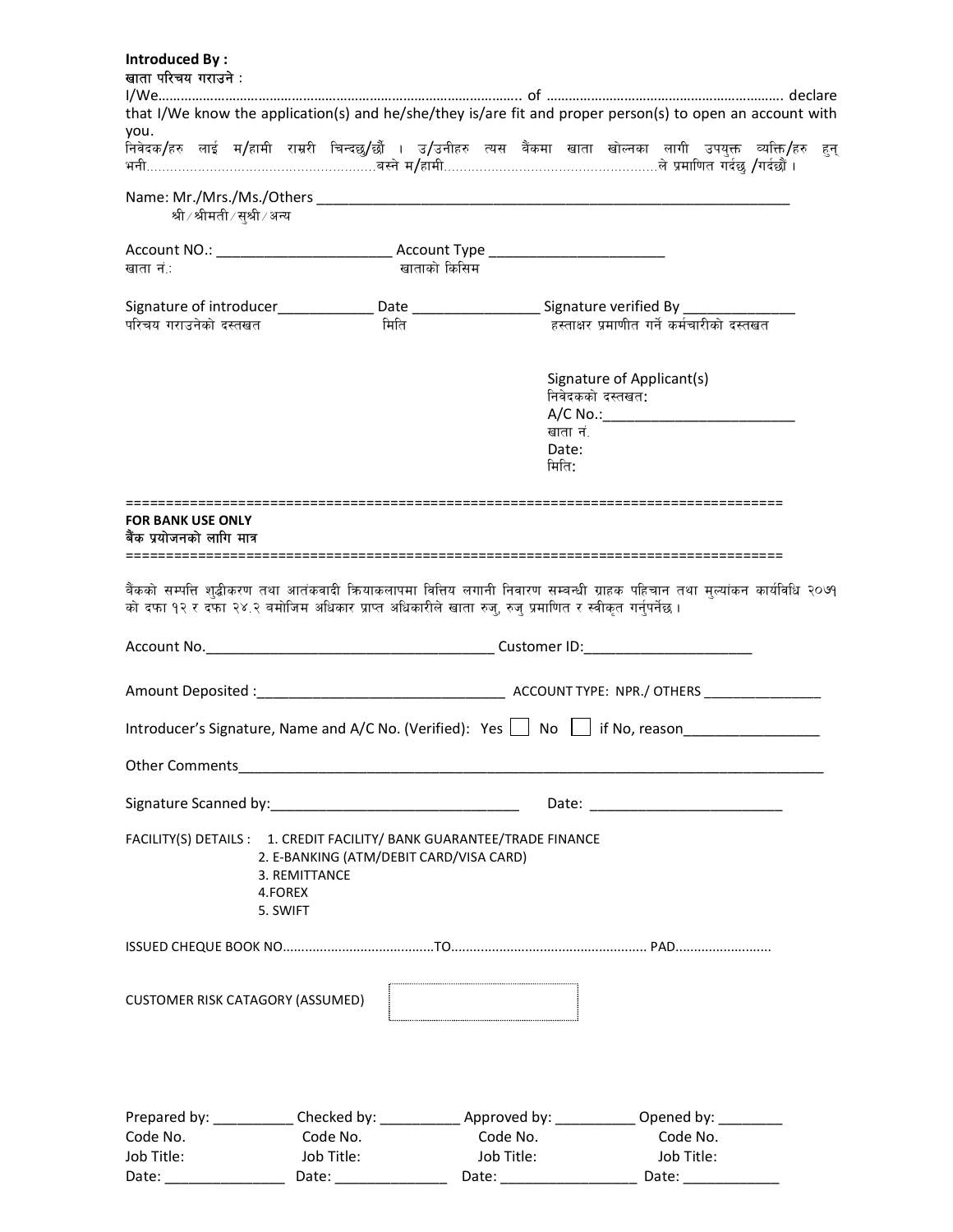**Introduced By :**
**खाता परिचय गराउने :**

I/We………………………………………………………………………………………….. of ………………………………………………………. declare that I/We know the application(s) and he/she/they is/are fit and proper person(s) to open an account with you.
निवेदक/हरु लाई म/हामी राम्ररी चिन्दछु/छौं । उ/उनीहरु त्यस बैंकमा खाता खोल्नका लागी उपयुक्त व्यक्ति/हरु हुन् भनी……………………………………………….बस्ने म/हामी…………………………………………….ले प्रमाणित गर्दछु /गर्दछौं ।

Name: Mr./Mrs./Ms./Others ___________________________________________________________
श्री / श्रीमती / सुश्री / अन्य

Account NO.: _____________________ Account Type _____________________
खाता नं.: खाताको किसिम

Signature of introducer___________ Date _______________ Signature verified By _____________
परिचय गराउनेको दस्तखत मिति हस्ताक्षर प्रमाणीत गर्ने कर्मचारीको दस्तखत

Signature of Applicant(s)
निवेदकको दस्तखत:
A/C No.:_______________________
खाता नं.
Date:
मिति:

==============================================================================

**FOR BANK USE ONLY**
**बैंक प्रयोजनको लागि मात्र**

==============================================================================

बैंकको सम्पत्ति शुद्धीकरण तथा आतंकवादी क्रियाकलापमा वित्तिय लगानी निवारण सम्बन्धी ग्राहक पहिचान तथा मुल्यांकन कार्यविधि २०७१ को दफा १२ र दफा २४.२ बमोजिम अधिकार प्राप्त अधिकारीले खाता रुजु, रुजु प्रमाणित र स्वीकृत गर्नुपर्नेछ ।

Account No.___________________________________ Customer ID:_____________________

Amount Deposited :_______________________________ ACCOUNT TYPE: NPR./ OTHERS _______________

Introducer's Signature, Name and A/C No. (Verified): Yes ☐ No ☐ if No, reason_________________

Other Comments___________________________________________________________________________

Signature Scanned by:_______________________________ Date: ________________________

FACILITY(S) DETAILS :
1. CREDIT FACILITY/ BANK GUARANTEE/TRADE FINANCE
2. E-BANKING (ATM/DEBIT CARD/VISA CARD)
3. REMITTANCE
4. FOREX
5. SWIFT

ISSUED CHEQUE BOOK NO…………………………………TO……………………………………………. PAD…………………….

CUSTOMER RISK CATAGORY (ASSUMED) ☐

| Prepared by: __________ | Checked by: __________ | Approved by: __________ | Opened by: ________ |
|---|---|---|---|
| Code No. | Code No. | Code No. | Code No. |
| Job Title: | Job Title: | Job Title: | Job Title: |
| Date: ______________ | Date: _____________ | Date: ________________ | Date: ____________ |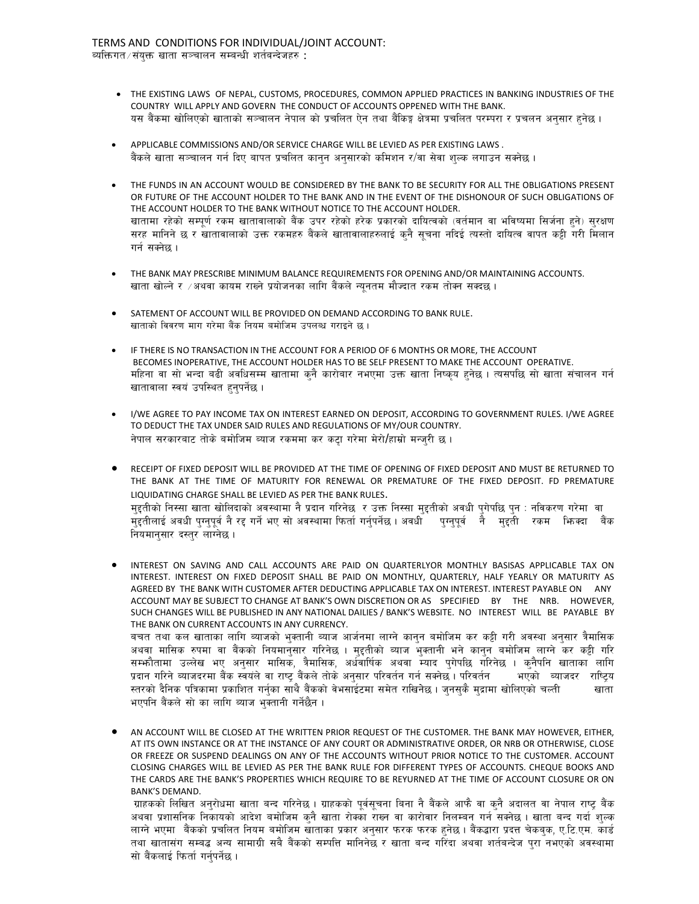TERMS AND CONDITIONS FOR INDIVIDUAL/JOINT ACCOUNT:
व्यक्तिगत/संयुक्त खाता सञ्चालन सम्बन्धी शर्तबन्देजहरु :

- THE EXISTING LAWS OF NEPAL, CUSTOMS, PROCEDURES, COMMON APPLIED PRACTICES IN BANKING INDUSTRIES OF THE COUNTRY WILL APPLY AND GOVERN THE CONDUCT OF ACCOUNTS OPPENED WITH THE BANK.
  यस बैंकमा खोलिएको खाताको सञ्चालन नेपाल को प्रचलित ऐन तथा बैकिङ्ग क्षेत्रमा प्रचलित परम्परा र प्रचलन अनुसार हुनेछ ।

- APPLICABLE COMMISSIONS AND/OR SERVICE CHARGE WILL BE LEVIED AS PER EXISTING LAWS .
  बैंकले खाता सञ्चालन गर्न दिए बापत प्रचलित कानुन अनुसारको कमिशन र/वा सेवा शुल्क लगाउन सक्नेछ ।

- THE FUNDS IN AN ACCOUNT WOULD BE CONSIDERED BY THE BANK TO BE SECURITY FOR ALL THE OBLIGATIONS PRESENT OR FUTURE OF THE ACCOUNT HOLDER TO THE BANK AND IN THE EVENT OF THE DISHONOUR OF SUCH OBLIGATIONS OF THE ACCOUNT HOLDER TO THE BANK WITHOUT NOTICE TO THE ACCOUNT HOLDER.
  खातामा रहेको सम्पूर्ण रकम खातावालाको बैंक उपर रहेको हरेक प्रकारको दायित्वको (वर्तमान वा भविष्यमा सिर्जना हुने) सुरक्षण सरह मानिने छ र खातावालाको उक्त रकमहरु बैंकले खातावालाहरुलाई कुनै सूचना नदिई त्यस्तो दायित्व बापत कट्टी गरी मिलान गर्न सक्नेछ ।

- THE BANK MAY PRESCRIBE MINIMUM BALANCE REQUIREMENTS FOR OPENING AND/OR MAINTAINING ACCOUNTS.
  खाता खोल्ने र /अथवा कायम राख्ने प्रयोजनका लागि बैंकले न्यूनतम मौज्दात रकम तोक्न सक्दछ ।

- SATEMENT OF ACCOUNT WILL BE PROVIDED ON DEMAND ACCORDING TO BANK RULE.
  खाताको विवरण माग गरेमा बैंक नियम बमोजिम उपलब्ध गराइने छ ।

- IF THERE IS NO TRANSACTION IN THE ACCOUNT FOR A PERIOD OF 6 MONTHS OR MORE, THE ACCOUNT BECOMES INOPERATIVE, THE ACCOUNT HOLDER HAS TO BE SELF PRESENT TO MAKE THE ACCOUNT OPERATIVE.
  महिना वा सो भन्दा बढी अवधिसम्म खातामा कुनै कारोबार नभएमा उक्त खाता निष्कृय हुनेछ । त्यसपछि सो खाता संचालन गर्न खातावाला स्वयं उपस्थित हुनुपर्नेछ ।

- I/WE AGREE TO PAY INCOME TAX ON INTEREST EARNED ON DEPOSIT, ACCORDING TO GOVERNMENT RULES. I/WE AGREE TO DEDUCT THE TAX UNDER SAID RULES AND REGULATIONS OF MY/OUR COUNTRY.
  नेपाल सरकारबाट तोके बमोजिम ब्याज रकममा कर कट्टा गरेमा मेरो/हाम्रो मन्जुरी छ ।

- RECEIPT OF FIXED DEPOSIT WILL BE PROVIDED AT THE TIME OF OPENING OF FIXED DEPOSIT AND MUST BE RETURNED TO THE BANK AT THE TIME OF MATURITY FOR RENEWAL OR PREMATURE OF THE FIXED DEPOSIT. FD PREMATURE LIQUIDATING CHARGE SHALL BE LEVIED AS PER THE BANK RULES.
  मुद्दतीको निस्सा खाता खोलिदाको अवस्थामा नै प्रदान गरिनेछ र उक्त निस्सा मुद्दतीको अवधी पुगेपछि पुन : नविकरण गरेमा वा मुद्दतीलाई अवधी पुग्नपूर्व नै रद्द गर्ने भए सो अवस्थामा फिर्ता गर्नुपर्नेछ । अवधी पुग्नपूर्व नै मुद्दती रकम झिक्दा बैंक नियमानुसार दस्तुर लाग्नेछ ।

- INTEREST ON SAVING AND CALL ACCOUNTS ARE PAID ON QUARTERLYOR MONTHLY BASISAS APPLICABLE TAX ON INTEREST. INTEREST ON FIXED DEPOSIT SHALL BE PAID ON MONTHLY, QUARTERLY, HALF YEARLY OR MATURITY AS AGREED BY THE BANK WITH CUSTOMER AFTER DEDUCTING APPLICABLE TAX ON INTEREST. INTEREST PAYABLE ON ANY ACCOUNT MAY BE SUBJECT TO CHANGE AT BANK'S OWN DISCRETION OR AS SPECIFIED BY THE NRB. HOWEVER, SUCH CHANGES WILL BE PUBLISHED IN ANY NATIONAL DAILIES / BANK'S WEBSITE. NO INTEREST WILL BE PAYABLE BY THE BANK ON CURRENT ACCOUNTS IN ANY CURRENCY.
  बचत तथा कल खाताका लागि ब्याजको भुक्तानी ब्याज आर्जनमा लाग्ने कानुन बमोजिम कर कट्टी गरी अवस्था अनुसार त्रैमासिक अथवा मासिक रुपमा वा बैंकको नियमानुसार गरिनेछ । मुद्दतीको ब्याज भुक्तानी भने कानुन बमोजिम लाग्ने कर कट्टी गरि सम्झौतामा उल्लेख भए अनुसार मासिक, त्रैमासिक, अर्धवार्षिक अथवा म्याद पुगेपछि गरिनेछ । कुनैपनि खाताका लागि प्रदान गरिने ब्याजदरमा बैंक स्वयंले वा राष्ट्र बैंकले तोके अनुसार परिवर्तन गर्न सक्नेछ । परिवर्तन भएको ब्याजदर राष्ट्रिय स्तरको दैनिक पत्रिकामा प्रकाशित गर्नुका साथै बैंकको वेभसाईटमा समेत राखिनेछ । जुनसुकै मुद्रामा खोलिएको चल्ती खाता भएपनि बैंकले सो का लागि ब्याज भुक्तानी गर्नेछैन ।

- AN ACCOUNT WILL BE CLOSED AT THE WRITTEN PRIOR REQUEST OF THE CUSTOMER. THE BANK MAY HOWEVER, EITHER, AT ITS OWN INSTANCE OR AT THE INSTANCE OF ANY COURT OR ADMINISTRATIVE ORDER, OR NRB OR OTHERWISE, CLOSE OR FREEZE OR SUSPEND DEALINGS ON ANY OF THE ACCOUNTS WITHOUT PRIOR NOTICE TO THE CUSTOMER. ACCOUNT CLOSING CHARGES WILL BE LEVIED AS PER THE BANK RULE FOR DIFFERENT TYPES OF ACCOUNTS. CHEQUE BOOKS AND THE CARDS ARE THE BANK'S PROPERTIES WHICH REQUIRE TO BE REYURNED AT THE TIME OF ACCOUNT CLOSURE OR ON BANK'S DEMAND.
  ग्राहकको लिखित अनुरोधमा खाता बन्द गरिनेछ । ग्राहकको पूर्वसूचना बिना नै बैंकले आफै वा कुनै अदालत वा नेपाल राष्ट्र बैंक अथवा प्रशासनिक निकायको आदेश बमोजिम कुनै खाता रोक्का राख्न वा कारोबार निलम्बन गर्न सक्नेछ । खाता बन्द गर्दा शुल्क लाग्ने भएमा बैंकको प्रचलित नियम बमोजिम खाताका प्रकार अनुसार फरक फरक हुनेछ । बैंकद्वारा प्रदत्त चेकबुक, ए.टि.एम. कार्ड तथा खातासंग सम्बद्ध अन्य सामाग्री सबै बैंकको सम्पत्ति मानिनेछ र खाता बन्द गरिदा अथवा शर्तबन्देज पुरा नभएको अवस्थामा सो बैंकलाई फिर्ता गर्नुपर्नेछ ।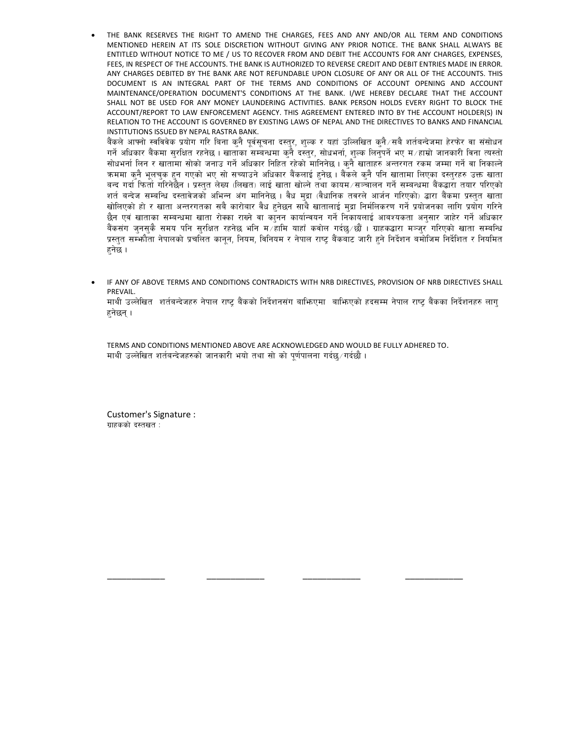- THE BANK RESERVES THE RIGHT TO AMEND THE CHARGES, FEES AND ANY AND/OR ALL TERM AND CONDITIONS MENTIONED HEREIN AT ITS SOLE DISCRETION WITHOUT GIVING ANY PRIOR NOTICE. THE BANK SHALL ALWAYS BE ENTITLED WITHOUT NOTICE TO ME / US TO RECOVER FROM AND DEBIT THE ACCOUNTS FOR ANY CHARGES, EXPENSES, FEES, IN RESPECT OF THE ACCOUNTS. THE BANK IS AUTHORIZED TO REVERSE CREDIT AND DEBIT ENTRIES MADE IN ERROR. ANY CHARGES DEBITED BY THE BANK ARE NOT REFUNDABLE UPON CLOSURE OF ANY OR ALL OF THE ACCOUNTS. THIS DOCUMENT IS AN INTEGRAL PART OF THE TERMS AND CONDITIONS OF ACCOUNT OPENING AND ACCOUNT MAINTENANCE/OPERATION DOCUMENT'S CONDITIONS AT THE BANK. I/WE HEREBY DECLARE THAT THE ACCOUNT SHALL NOT BE USED FOR ANY MONEY LAUNDERING ACTIVITIES. BANK PERSON HOLDS EVERY RIGHT TO BLOCK THE ACCOUNT/REPORT TO LAW ENFORCEMENT AGENCY. THIS AGREEMENT ENTERED INTO BY THE ACCOUNT HOLDER(S) IN RELATION TO THE ACCOUNT IS GOVERNED BY EXISTING LAWS OF NEPAL AND THE DIRECTIVES TO BANKS AND FINANCIAL INSTITUTIONS ISSUED BY NEPAL RASTRA BANK.
  बैंकले आफ्नो स्वविवेक प्रयोग गरि बिना कुनै पूर्वसूचना दस्तुर, शुल्क र यहां उल्लिखित कुनै/सबै शर्तबन्देजमा हेरफेर वा संसोधन गर्ने अधिकार बैंकमा सुरक्षित रहनेछ। खाताका सम्वन्धमा कुनै दस्तुर, सोधभर्ना, शुल्क लिनुपर्ने भए म/हाम्रो जानकारी विना त्यस्तो सोधभर्ना लिन र खातामा सोको जनाउ गर्ने अधिकार निहित रहेको मानिनेछ। कुनै खाताहरु अन्तरगत रकम जम्मा गर्ने वा निकाल्ने क्रममा कुनै भूलचुक हुन गएको भए सो सच्याउने अधिकार बैंकलाई हुनेछ। बैंकले कुनै पनि खातामा लिएका दस्तुरहरु उक्त खाता बन्द गर्दा फिर्ता गरिनेछैन। प्रस्तुत लेख्य (लिखत) लाई खाता खोल्ने तथा कायम/सञ्चालन गर्ने सम्बन्धमा बैंकद्वारा तयार परिएको शर्त बन्देज सम्बन्धि दस्तावेजको अभिन्न अंग मानिनेछ। वैध मुद्रा (वैधानिक तवरले आर्जन गरिएको) द्वारा बैंकमा प्रस्तुत खाता खोलिएको हो र खाता अन्तरगतका सबै कारोबार वैध हुनेछन साथै खातालाई मुद्रा निर्मलिकरण गर्ने प्रयोजनका लागि प्रयोग गरिने छैन एवं खाताका सम्बन्धमा खाता रोक्का राख्ने वा कानुन कार्यान्वयन गर्ने निकायलाई आवश्यकता अनुसार जाहेर गर्ने अधिकार बैंकसंग जुनसुकै समय पनि सुरक्षित रहनेछ भनि म/हामि याहाँ कबोल गर्दछु/छौं। ग्राहकद्वारा मञ्जुर गरिएको खाता सम्बन्धि प्रस्तुत सम्झौता नेपालको प्रचलित कानून, नियम, विनियम र नेपाल राष्ट्र बैंकबाट जारी हुने निर्देशन बमोजिम निर्देशित र नियमित हुनेछ।

- IF ANY OF ABOVE TERMS AND CONDITIONS CONTRADICTS WITH NRB DIRECTIVES, PROVISION OF NRB DIRECTIVES SHALL PREVAIL.
  माथी उल्लेखित शर्तबन्देजहरु नेपाल राष्ट्र बैंकको निर्देशनसंग बाझिएमा बाझिएको हदसम्म नेपाल राष्ट्र बैंकका निर्देशनहरु लागु हुनेछन्।

TERMS AND CONDITIONS MENTIONED ABOVE ARE ACKNOWLEDGED AND WOULD BE FULLY ADHERED TO.
माथी उल्लेखित शर्तबन्देजहरुको जानकारी भयो तथा सो को पूर्णपालना गर्दछु/गर्दछौ।

Customer's Signature :
ग्राहकको दस्तखत :

_______________ _______________ _______________ _______________